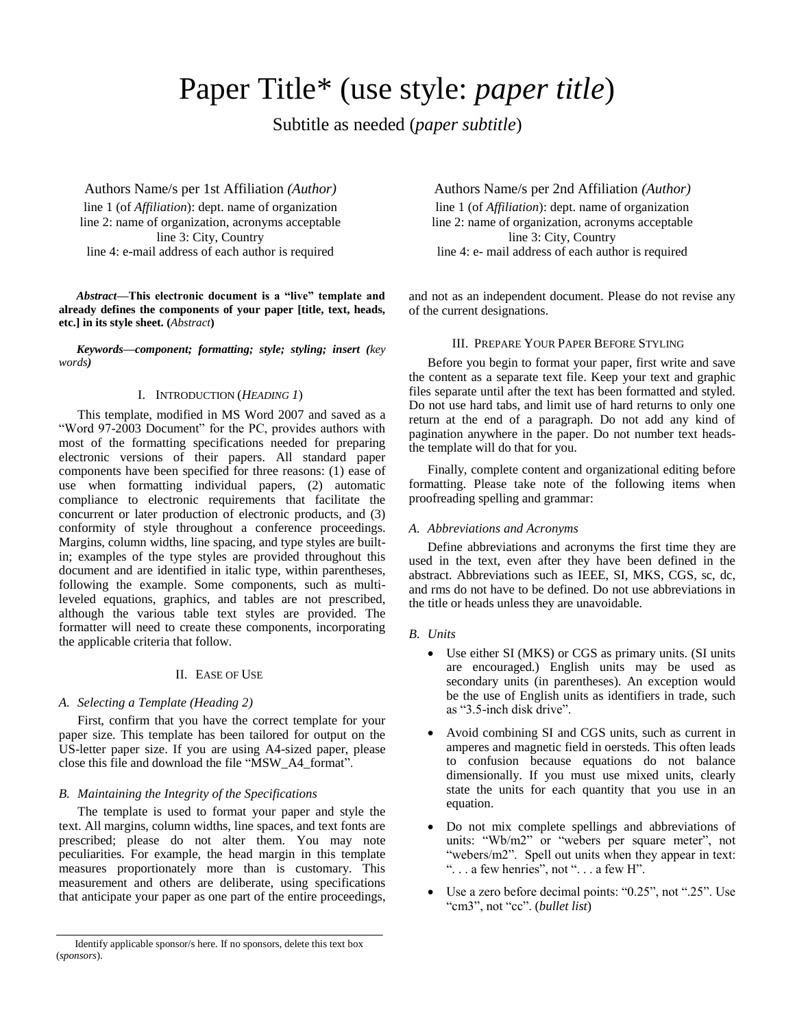# Paper Title* (use style: *paper title*)

Subtitle as needed (*paper subtitle*)

Authors Name/s per 1st Affiliation *(Author)*
line 1 (of *Affiliation*): dept. name of organization
line 2: name of organization, acronyms acceptable
line 3: City, Country
line 4: e-mail address of each author is required

Authors Name/s per 2nd Affiliation *(Author)*
line 1 (of *Affiliation*): dept. name of organization
line 2: name of organization, acronyms acceptable
line 3: City, Country
line 4: e- mail address of each author is required

***Abstract*—This electronic document is a "live" template and already defines the components of your paper [title, text, heads, etc.] in its style sheet. (*Abstract*)**

***Keywords—component; formatting; style; styling; insert (*key words*)***

## I. Introduction (*Heading 1*)

This template, modified in MS Word 2007 and saved as a "Word 97-2003 Document" for the PC, provides authors with most of the formatting specifications needed for preparing electronic versions of their papers. All standard paper components have been specified for three reasons: (1) ease of use when formatting individual papers, (2) automatic compliance to electronic requirements that facilitate the concurrent or later production of electronic products, and (3) conformity of style throughout a conference proceedings. Margins, column widths, line spacing, and type styles are built-in; examples of the type styles are provided throughout this document and are identified in italic type, within parentheses, following the example. Some components, such as multi-leveled equations, graphics, and tables are not prescribed, although the various table text styles are provided. The formatter will need to create these components, incorporating the applicable criteria that follow.

## II. Ease of Use

### *A. Selecting a Template (Heading 2)*

First, confirm that you have the correct template for your paper size. This template has been tailored for output on the US-letter paper size. If you are using A4-sized paper, please close this file and download the file "MSW_A4_format".

### *B. Maintaining the Integrity of the Specifications*

The template is used to format your paper and style the text. All margins, column widths, line spaces, and text fonts are prescribed; please do not alter them. You may note peculiarities. For example, the head margin in this template measures proportionately more than is customary. This measurement and others are deliberate, using specifications that anticipate your paper as one part of the entire proceedings, and not as an independent document. Please do not revise any of the current designations.

## III. Prepare Your Paper Before Styling

Before you begin to format your paper, first write and save the content as a separate text file. Keep your text and graphic files separate until after the text has been formatted and styled. Do not use hard tabs, and limit use of hard returns to only one return at the end of a paragraph. Do not add any kind of pagination anywhere in the paper. Do not number text heads-the template will do that for you.

Finally, complete content and organizational editing before formatting. Please take note of the following items when proofreading spelling and grammar:

### *A. Abbreviations and Acronyms*

Define abbreviations and acronyms the first time they are used in the text, even after they have been defined in the abstract. Abbreviations such as IEEE, SI, MKS, CGS, sc, dc, and rms do not have to be defined. Do not use abbreviations in the title or heads unless they are unavoidable.

### *B. Units*

- Use either SI (MKS) or CGS as primary units. (SI units are encouraged.) English units may be used as secondary units (in parentheses). An exception would be the use of English units as identifiers in trade, such as "3.5-inch disk drive".
- Avoid combining SI and CGS units, such as current in amperes and magnetic field in oersteds. This often leads to confusion because equations do not balance dimensionally. If you must use mixed units, clearly state the units for each quantity that you use in an equation.
- Do not mix complete spellings and abbreviations of units: "Wb/m2" or "webers per square meter", not "webers/m2". Spell out units when they appear in text: ". . . a few henries", not ". . . a few H".
- Use a zero before decimal points: "0.25", not ".25". Use "cm3", not "cc". (*bullet list*)

Identify applicable sponsor/s here. If no sponsors, delete this text box (*sponsors*).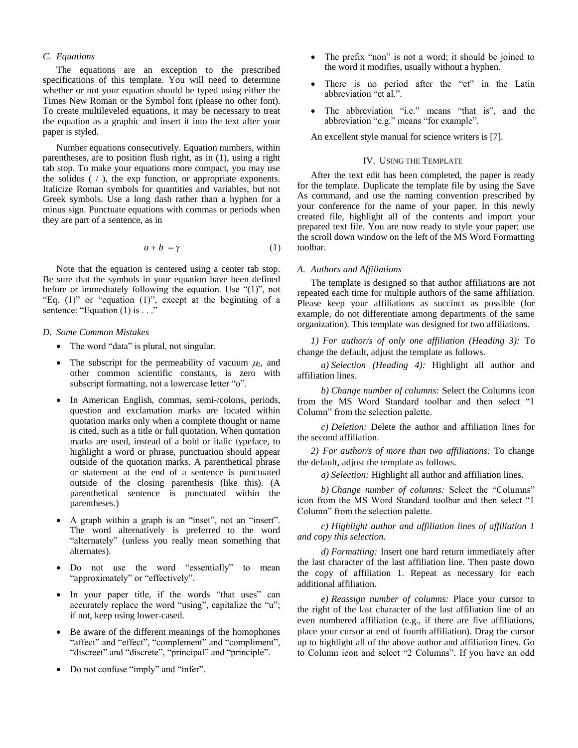### C. Equations

The equations are an exception to the prescribed specifications of this template. You will need to determine whether or not your equation should be typed using either the Times New Roman or the Symbol font (please no other font). To create multileveled equations, it may be necessary to treat the equation as a graphic and insert it into the text after your paper is styled.

Number equations consecutively. Equation numbers, within parentheses, are to position flush right, as in (1), using a right tab stop. To make your equations more compact, you may use the solidus ( / ), the exp function, or appropriate exponents. Italicize Roman symbols for quantities and variables, but not Greek symbols. Use a long dash rather than a hyphen for a minus sign. Punctuate equations with commas or periods when they are part of a sentence, as in

$$a + b = \gamma \tag{1}$$

Note that the equation is centered using a center tab stop. Be sure that the symbols in your equation have been defined before or immediately following the equation. Use "(1)", not "Eq. (1)" or "equation (1)", except at the beginning of a sentence: "Equation (1) is . . ."

### D. Some Common Mistakes

- The word "data" is plural, not singular.
- The subscript for the permeability of vacuum $\mu_0$, and other common scientific constants, is zero with subscript formatting, not a lowercase letter "o".
- In American English, commas, semi-/colons, periods, question and exclamation marks are located within quotation marks only when a complete thought or name is cited, such as a title or full quotation. When quotation marks are used, instead of a bold or italic typeface, to highlight a word or phrase, punctuation should appear outside of the quotation marks. A parenthetical phrase or statement at the end of a sentence is punctuated outside of the closing parenthesis (like this). (A parenthetical sentence is punctuated within the parentheses.)
- A graph within a graph is an "inset", not an "insert". The word alternatively is preferred to the word "alternately" (unless you really mean something that alternates).
- Do not use the word "essentially" to mean "approximately" or "effectively".
- In your paper title, if the words "that uses" can accurately replace the word "using", capitalize the "u"; if not, keep using lower-cased.
- Be aware of the different meanings of the homophones "affect" and "effect", "complement" and "compliment", "discreet" and "discrete", "principal" and "principle".
- Do not confuse "imply" and "infer".
- The prefix "non" is not a word; it should be joined to the word it modifies, usually without a hyphen.
- There is no period after the "et" in the Latin abbreviation "et al.".
- The abbreviation "i.e." means "that is", and the abbreviation "e.g." means "for example".

An excellent style manual for science writers is [7].

## IV. Using the Template

After the text edit has been completed, the paper is ready for the template. Duplicate the template file by using the Save As command, and use the naming convention prescribed by your conference for the name of your paper. In this newly created file, highlight all of the contents and import your prepared text file. You are now ready to style your paper; use the scroll down window on the left of the MS Word Formatting toolbar.

### A. Authors and Affiliations

The template is designed so that author affiliations are not repeated each time for multiple authors of the same affiliation. Please keep your affiliations as succinct as possible (for example, do not differentiate among departments of the same organization). This template was designed for two affiliations.

*1) For author/s of only one affiliation (Heading 3):* To change the default, adjust the template as follows.

*a) Selection (Heading 4):* Highlight all author and affiliation lines.

*b) Change number of columns:* Select the Columns icon from the MS Word Standard toolbar and then select "1 Column" from the selection palette.

*c) Deletion:* Delete the author and affiliation lines for the second affiliation.

*2) For author/s of more than two affiliations:* To change the default, adjust the template as follows.

*a) Selection:* Highlight all author and affiliation lines.

*b) Change number of columns:* Select the "Columns" icon from the MS Word Standard toolbar and then select "1 Column" from the selection palette.

*c) Highlight author and affiliation lines of affiliation 1 and copy this selection.*

*d) Formatting:* Insert one hard return immediately after the last character of the last affiliation line. Then paste down the copy of affiliation 1. Repeat as necessary for each additional affiliation.

*e) Reassign number of columns:* Place your cursor to the right of the last character of the last affiliation line of an even numbered affiliation (e.g., if there are five affiliations, place your cursor at end of fourth affiliation). Drag the cursor up to highlight all of the above author and affiliation lines. Go to Column icon and select "2 Columns". If you have an odd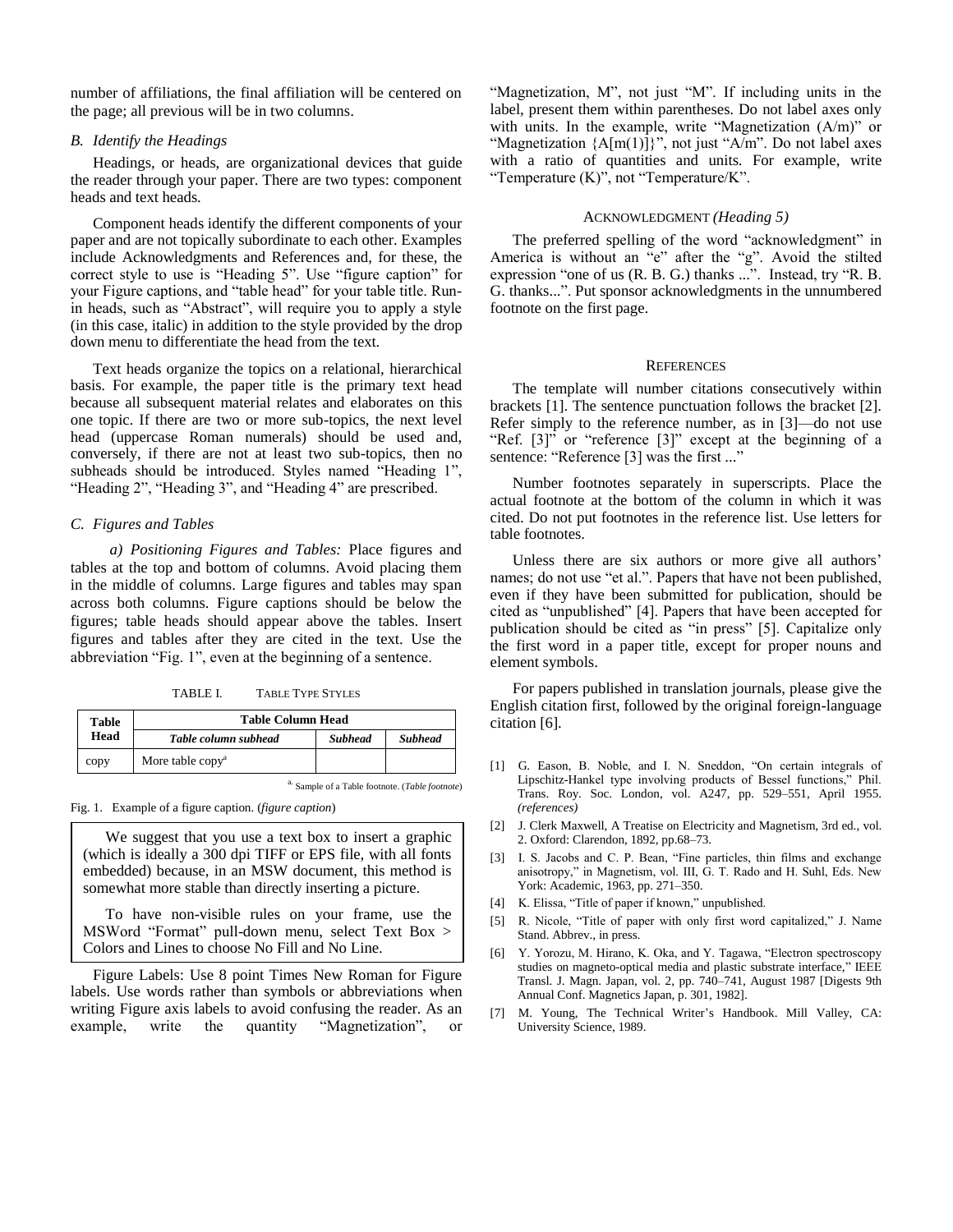number of affiliations, the final affiliation will be centered on the page; all previous will be in two columns.

### *B. Identify the Headings*

Headings, or heads, are organizational devices that guide the reader through your paper. There are two types: component heads and text heads.

Component heads identify the different components of your paper and are not topically subordinate to each other. Examples include Acknowledgments and References and, for these, the correct style to use is "Heading 5". Use "figure caption" for your Figure captions, and "table head" for your table title. Run-in heads, such as "Abstract", will require you to apply a style (in this case, italic) in addition to the style provided by the drop down menu to differentiate the head from the text.

Text heads organize the topics on a relational, hierarchical basis. For example, the paper title is the primary text head because all subsequent material relates and elaborates on this one topic. If there are two or more sub-topics, the next level head (uppercase Roman numerals) should be used and, conversely, if there are not at least two sub-topics, then no subheads should be introduced. Styles named "Heading 1", "Heading 2", "Heading 3", and "Heading 4" are prescribed.

### *C. Figures and Tables*

*a) Positioning Figures and Tables:* Place figures and tables at the top and bottom of columns. Avoid placing them in the middle of columns. Large figures and tables may span across both columns. Figure captions should be below the figures; table heads should appear above the tables. Insert figures and tables after they are cited in the text. Use the abbreviation "Fig. 1", even at the beginning of a sentence.

TABLE I. TABLE TYPE STYLES

| **Table Head** | **Table Column Head** | | |
|---|---|---|---|
| | ***Table column subhead*** | ***Subhead*** | ***Subhead*** |
| copy | More table copy[a] | | |

a. Sample of a Table footnote. (*Table footnote*)

Fig. 1. Example of a figure caption. (*figure caption*)

We suggest that you use a text box to insert a graphic (which is ideally a 300 dpi TIFF or EPS file, with all fonts embedded) because, in an MSW document, this method is somewhat more stable than directly inserting a picture.

To have non-visible rules on your frame, use the MSWord "Format" pull-down menu, select Text Box > Colors and Lines to choose No Fill and No Line.

Figure Labels: Use 8 point Times New Roman for Figure labels. Use words rather than symbols or abbreviations when writing Figure axis labels to avoid confusing the reader. As an example, write the quantity "Magnetization", or "Magnetization, M", not just "M". If including units in the label, present them within parentheses. Do not label axes only with units. In the example, write "Magnetization (A/m)" or "Magnetization {A[m(1)]}", not just "A/m". Do not label axes with a ratio of quantities and units. For example, write "Temperature (K)", not "Temperature/K".

## ACKNOWLEDGMENT *(Heading 5)*

The preferred spelling of the word "acknowledgment" in America is without an "e" after the "g". Avoid the stilted expression "one of us (R. B. G.) thanks ...". Instead, try "R. B. G. thanks...". Put sponsor acknowledgments in the unnumbered footnote on the first page.

## REFERENCES

The template will number citations consecutively within brackets [1]. The sentence punctuation follows the bracket [2]. Refer simply to the reference number, as in [3]—do not use "Ref. [3]" or "reference [3]" except at the beginning of a sentence: "Reference [3] was the first ..."

Number footnotes separately in superscripts. Place the actual footnote at the bottom of the column in which it was cited. Do not put footnotes in the reference list. Use letters for table footnotes.

Unless there are six authors or more give all authors' names; do not use "et al.". Papers that have not been published, even if they have been submitted for publication, should be cited as "unpublished" [4]. Papers that have been accepted for publication should be cited as "in press" [5]. Capitalize only the first word in a paper title, except for proper nouns and element symbols.

For papers published in translation journals, please give the English citation first, followed by the original foreign-language citation [6].

[1] G. Eason, B. Noble, and I. N. Sneddon, "On certain integrals of Lipschitz-Hankel type involving products of Bessel functions," Phil. Trans. Roy. Soc. London, vol. A247, pp. 529–551, April 1955. *(references)*

[2] J. Clerk Maxwell, A Treatise on Electricity and Magnetism, 3rd ed., vol. 2. Oxford: Clarendon, 1892, pp.68–73.

[3] I. S. Jacobs and C. P. Bean, "Fine particles, thin films and exchange anisotropy," in Magnetism, vol. III, G. T. Rado and H. Suhl, Eds. New York: Academic, 1963, pp. 271–350.

[4] K. Elissa, "Title of paper if known," unpublished.

[5] R. Nicole, "Title of paper with only first word capitalized," J. Name Stand. Abbrev., in press.

[6] Y. Yorozu, M. Hirano, K. Oka, and Y. Tagawa, "Electron spectroscopy studies on magneto-optical media and plastic substrate interface," IEEE Transl. J. Magn. Japan, vol. 2, pp. 740–741, August 1987 [Digests 9th Annual Conf. Magnetics Japan, p. 301, 1982].

[7] M. Young, The Technical Writer's Handbook. Mill Valley, CA: University Science, 1989.